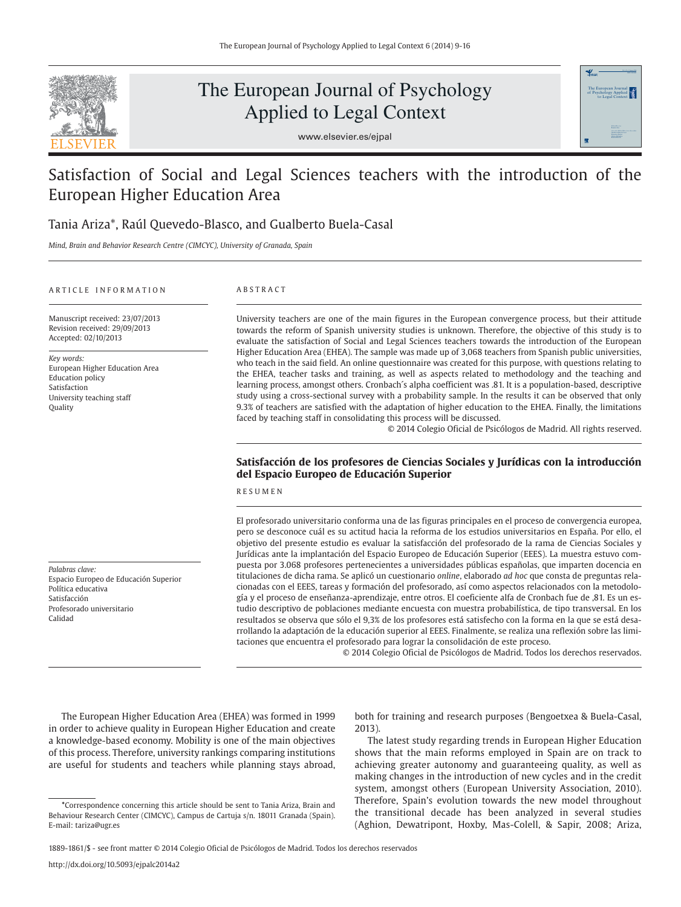# Satisfaction of Social and Legal Sciences teachers with the introduction of the European Higher Education Area

Tania Ariza*, Raúl Quevedo-Blasco, and Gualberto Buela-Casal

*Mind, Brain and Behavior Research Centre (CIMCYC), University of Granada, Spain*

ARTICLE INFORMATION

Manuscript received: 23/07/2013
Revision received: 29/09/2013
Accepted: 02/10/2013

*Key words:*
European Higher Education Area
Education policy
Satisfaction
University teaching staff
Quality

ABSTRACT

University teachers are one of the main figures in the European convergence process, but their attitude towards the reform of Spanish university studies is unknown. Therefore, the objective of this study is to evaluate the satisfaction of Social and Legal Sciences teachers towards the introduction of the European Higher Education Area (EHEA). The sample was made up of 3,068 teachers from Spanish public universities, who teach in the said field. An online questionnaire was created for this purpose, with questions relating to the EHEA, teacher tasks and training, as well as aspects related to methodology and the teaching and learning process, amongst others. Cronbach´s alpha coefficient was .81. It is a population-based, descriptive study using a cross-sectional survey with a probability sample. In the results it can be observed that only 9.3% of teachers are satisfied with the adaptation of higher education to the EHEA. Finally, the limitations faced by teaching staff in consolidating this process will be discussed.

© 2014 Colegio Oficial de Psicólogos de Madrid. All rights reserved.

## Satisfacción de los profesores de Ciencias Sociales y Jurídicas con la introducción del Espacio Europeo de Educación Superior

*Palabras clave:*
Espacio Europeo de Educación Superior
Política educativa
Satisfacción
Profesorado universitario
Calidad

RESUMEN

El profesorado universitario conforma una de las figuras principales en el proceso de convergencia europea, pero se desconoce cuál es su actitud hacia la reforma de los estudios universitarios en España. Por ello, el objetivo del presente estudio es evaluar la satisfacción del profesorado de la rama de Ciencias Sociales y Jurídicas ante la implantación del Espacio Europeo de Educación Superior (EEES). La muestra estuvo compuesta por 3.068 profesores pertenecientes a universidades públicas españolas, que imparten docencia en titulaciones de dicha rama. Se aplicó un cuestionario *online*, elaborado *ad hoc* que consta de preguntas relacionadas con el EEES, tareas y formación del profesorado, así como aspectos relacionados con la metodología y el proceso de enseñanza-aprendizaje, entre otros. El coeficiente alfa de Cronbach fue de ,81. Es un estudio descriptivo de poblaciones mediante encuesta con muestra probabilística, de tipo transversal. En los resultados se observa que sólo el 9,3% de los profesores está satisfecho con la forma en la que se está desarrollando la adaptación de la educación superior al EEES. Finalmente, se realiza una reflexión sobre las limitaciones que encuentra el profesorado para lograr la consolidación de este proceso.

© 2014 Colegio Oficial de Psicólogos de Madrid. Todos los derechos reservados.

The European Higher Education Area (EHEA) was formed in 1999 in order to achieve quality in European Higher Education and create a knowledge-based economy. Mobility is one of the main objectives of this process. Therefore, university rankings comparing institutions are useful for students and teachers while planning stays abroad, both for training and research purposes (Bengoetxea & Buela-Casal, 2013).

The latest study regarding trends in European Higher Education shows that the main reforms employed in Spain are on track to achieving greater autonomy and guaranteeing quality, as well as making changes in the introduction of new cycles and in the credit system, amongst others (European University Association, 2010). Therefore, Spain's evolution towards the new model throughout the transitional decade has been analyzed in several studies (Aghion, Dewatripont, Hoxby, Mas-Colell, & Sapir, 2008; Ariza,

*Correspondence concerning this article should be sent to Tania Ariza, Brain and Behaviour Research Center (CIMCYC), Campus de Cartuja s/n. 18011 Granada (Spain). E-mail: tariza@ugr.es

1889-1861/$ - see front matter © 2014 Colegio Oficial de Psicólogos de Madrid. Todos los derechos reservados

http://dx.doi.org/10.5093/ejpalc2014a2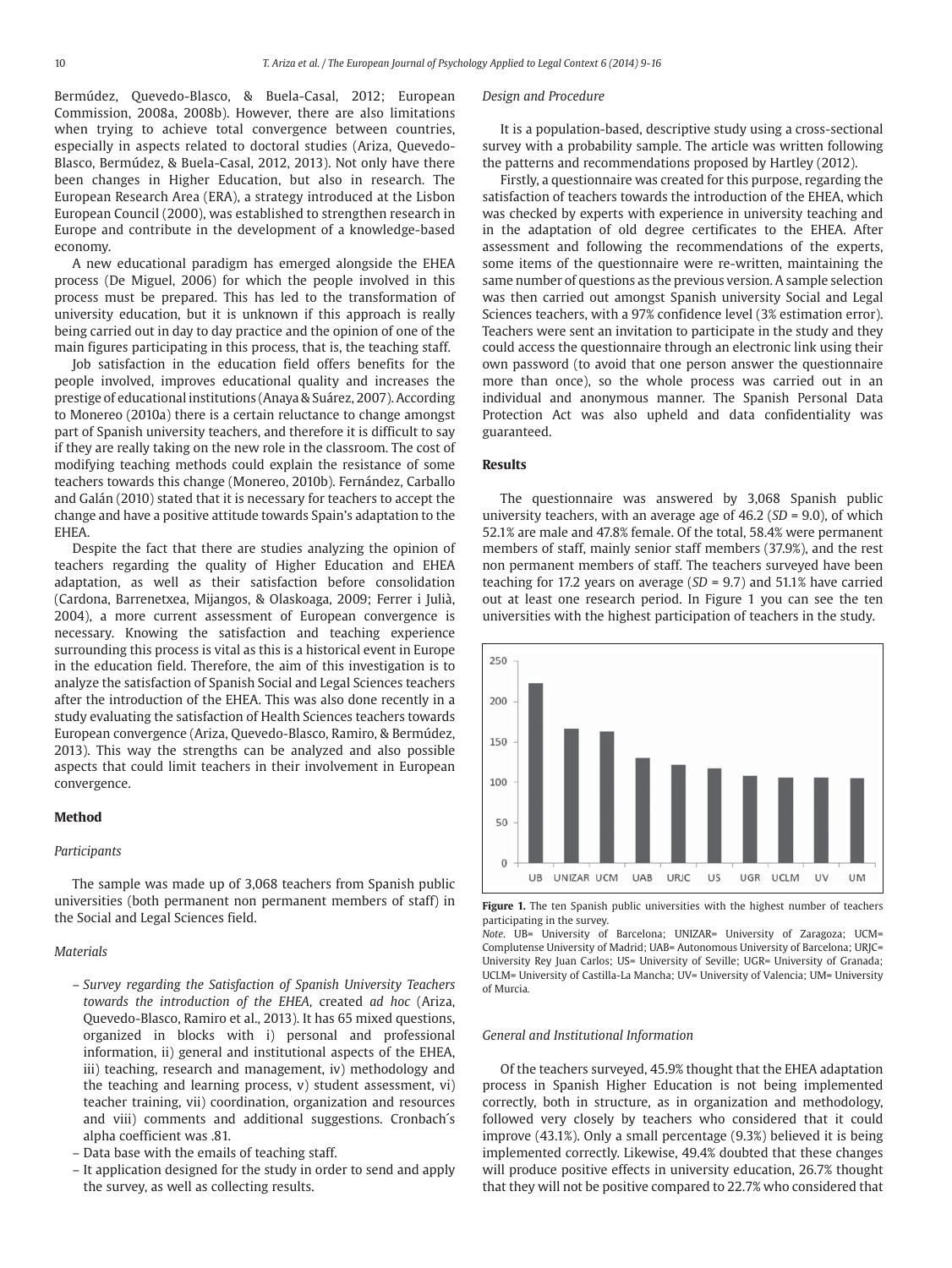Bermúdez, Quevedo-Blasco, & Buela-Casal, 2012; European Commission, 2008a, 2008b). However, there are also limitations when trying to achieve total convergence between countries, especially in aspects related to doctoral studies (Ariza, Quevedo-Blasco, Bermúdez, & Buela-Casal, 2012, 2013). Not only have there been changes in Higher Education, but also in research. The European Research Area (ERA), a strategy introduced at the Lisbon European Council (2000), was established to strengthen research in Europe and contribute in the development of a knowledge-based economy.

A new educational paradigm has emerged alongside the EHEA process (De Miguel, 2006) for which the people involved in this process must be prepared. This has led to the transformation of university education, but it is unknown if this approach is really being carried out in day to day practice and the opinion of one of the main figures participating in this process, that is, the teaching staff.

Job satisfaction in the education field offers benefits for the people involved, improves educational quality and increases the prestige of educational institutions (Anaya & Suárez, 2007). According to Monereo (2010a) there is a certain reluctance to change amongst part of Spanish university teachers, and therefore it is difficult to say if they are really taking on the new role in the classroom. The cost of modifying teaching methods could explain the resistance of some teachers towards this change (Monereo, 2010b). Fernández, Carballo and Galán (2010) stated that it is necessary for teachers to accept the change and have a positive attitude towards Spain's adaptation to the EHEA.

Despite the fact that there are studies analyzing the opinion of teachers regarding the quality of Higher Education and EHEA adaptation, as well as their satisfaction before consolidation (Cardona, Barrenetxea, Mijangos, & Olaskoaga, 2009; Ferrer i Julià, 2004), a more current assessment of European convergence is necessary. Knowing the satisfaction and teaching experience surrounding this process is vital as this is a historical event in Europe in the education field. Therefore, the aim of this investigation is to analyze the satisfaction of Spanish Social and Legal Sciences teachers after the introduction of the EHEA. This was also done recently in a study evaluating the satisfaction of Health Sciences teachers towards European convergence (Ariza, Quevedo-Blasco, Ramiro, & Bermúdez, 2013). This way the strengths can be analyzed and also possible aspects that could limit teachers in their involvement in European convergence.

## Method

### *Participants*

The sample was made up of 3,068 teachers from Spanish public universities (both permanent non permanent members of staff) in the Social and Legal Sciences field.

### *Materials*

- *Survey regarding the Satisfaction of Spanish University Teachers towards the introduction of the EHEA*, created *ad hoc* (Ariza, Quevedo-Blasco, Ramiro et al., 2013). It has 65 mixed questions, organized in blocks with i) personal and professional information, ii) general and institutional aspects of the EHEA, iii) teaching, research and management, iv) methodology and the teaching and learning process, v) student assessment, vi) teacher training, vii) coordination, organization and resources and viii) comments and additional suggestions. Cronbach´s alpha coefficient was .81.
- Data base with the emails of teaching staff.
- It application designed for the study in order to send and apply the survey, as well as collecting results.

### *Design and Procedure*

It is a population-based, descriptive study using a cross-sectional survey with a probability sample. The article was written following the patterns and recommendations proposed by Hartley (2012).

Firstly, a questionnaire was created for this purpose, regarding the satisfaction of teachers towards the introduction of the EHEA, which was checked by experts with experience in university teaching and in the adaptation of old degree certificates to the EHEA. After assessment and following the recommendations of the experts, some items of the questionnaire were re-written, maintaining the same number of questions as the previous version. A sample selection was then carried out amongst Spanish university Social and Legal Sciences teachers, with a 97% confidence level (3% estimation error). Teachers were sent an invitation to participate in the study and they could access the questionnaire through an electronic link using their own password (to avoid that one person answer the questionnaire more than once), so the whole process was carried out in an individual and anonymous manner. The Spanish Personal Data Protection Act was also upheld and data confidentiality was guaranteed.

## Results

The questionnaire was answered by 3,068 Spanish public university teachers, with an average age of 46.2 (*SD* = 9.0), of which 52.1% are male and 47.8% female. Of the total, 58.4% were permanent members of staff, mainly senior staff members (37.9%), and the rest non permanent members of staff. The teachers surveyed have been teaching for 17.2 years on average (*SD* = 9.7) and 51.1% have carried out at least one research period. In Figure 1 you can see the ten universities with the highest participation of teachers in the study.

**Figure 1.** The ten Spanish public universities with the highest number of teachers participating in the survey.

*Note*. UB= University of Barcelona; UNIZAR= University of Zaragoza; UCM= Complutense University of Madrid; UAB= Autonomous University of Barcelona; URJC= University Rey Juan Carlos; US= University of Seville; UGR= University of Granada; UCLM= University of Castilla-La Mancha; UV= University of Valencia; UM= University of Murcia.

### *General and Institutional Information*

Of the teachers surveyed, 45.9% thought that the EHEA adaptation process in Spanish Higher Education is not being implemented correctly, both in structure, as in organization and methodology, followed very closely by teachers who considered that it could improve (43.1%). Only a small percentage (9.3%) believed it is being implemented correctly. Likewise, 49.4% doubted that these changes will produce positive effects in university education, 26.7% thought that they will not be positive compared to 22.7% who considered that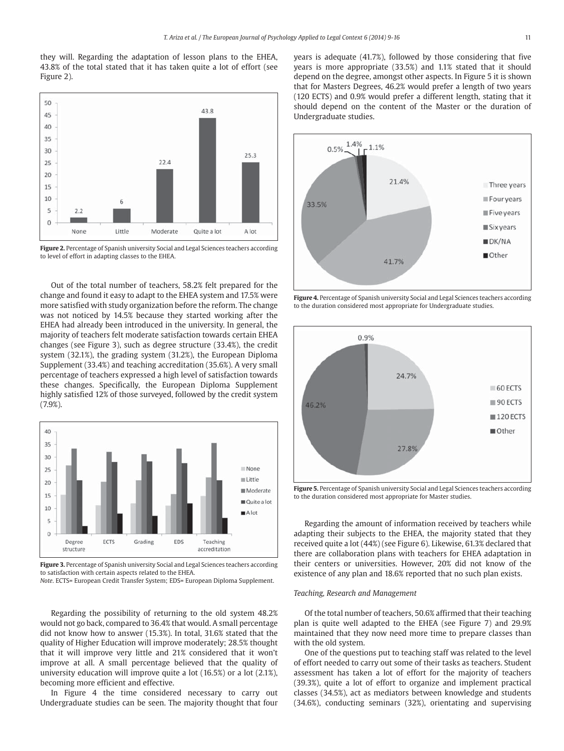they will. Regarding the adaptation of lesson plans to the EHEA, 43.8% of the total stated that it has taken quite a lot of effort (see Figure 2).

**Figure 2.** Percentage of Spanish university Social and Legal Sciences teachers according to level of effort in adapting classes to the EHEA.

Out of the total number of teachers, 58.2% felt prepared for the change and found it easy to adapt to the EHEA system and 17.5% were more satisfied with study organization before the reform. The change was not noticed by 14.5% because they started working after the EHEA had already been introduced in the university. In general, the majority of teachers felt moderate satisfaction towards certain EHEA changes (see Figure 3), such as degree structure (33.4%), the credit system (32.1%), the grading system (31.2%), the European Diploma Supplement (33.4%) and teaching accreditation (35.6%). A very small percentage of teachers expressed a high level of satisfaction towards these changes. Specifically, the European Diploma Supplement highly satisfied 12% of those surveyed, followed by the credit system (7.9%).

**Figure 3.** Percentage of Spanish university Social and Legal Sciences teachers according to satisfaction with certain aspects related to the EHEA.
*Note*. ECTS= European Credit Transfer System; EDS= European Diploma Supplement.

Regarding the possibility of returning to the old system 48.2% would not go back, compared to 36.4% that would. A small percentage did not know how to answer (15.3%). In total, 31.6% stated that the quality of Higher Education will improve moderately; 28.5% thought that it will improve very little and 21% considered that it won't improve at all. A small percentage believed that the quality of university education will improve quite a lot (16.5%) or a lot (2.1%), becoming more efficient and effective.

In Figure 4 the time considered necessary to carry out Undergraduate studies can be seen. The majority thought that four years is adequate (41.7%), followed by those considering that five years is more appropriate (33.5%) and 1.1% stated that it should depend on the degree, amongst other aspects. In Figure 5 it is shown that for Masters Degrees, 46.2% would prefer a length of two years (120 ECTS) and 0.9% would prefer a different length, stating that it should depend on the content of the Master or the duration of Undergraduate studies.

**Figure 4.** Percentage of Spanish university Social and Legal Sciences teachers according to the duration considered most appropriate for Undergraduate studies.

**Figure 5.** Percentage of Spanish university Social and Legal Sciences teachers according to the duration considered most appropriate for Master studies.

Regarding the amount of information received by teachers while adapting their subjects to the EHEA, the majority stated that they received quite a lot (44%) (see Figure 6). Likewise, 61.3% declared that there are collaboration plans with teachers for EHEA adaptation in their centers or universities. However, 20% did not know of the existence of any plan and 18.6% reported that no such plan exists.

*Teaching, Research and Management*

Of the total number of teachers, 50.6% affirmed that their teaching plan is quite well adapted to the EHEA (see Figure 7) and 29.9% maintained that they now need more time to prepare classes than with the old system.

One of the questions put to teaching staff was related to the level of effort needed to carry out some of their tasks as teachers. Student assessment has taken a lot of effort for the majority of teachers (39.3%), quite a lot of effort to organize and implement practical classes (34.5%), act as mediators between knowledge and students (34.6%), conducting seminars (32%), orientating and supervising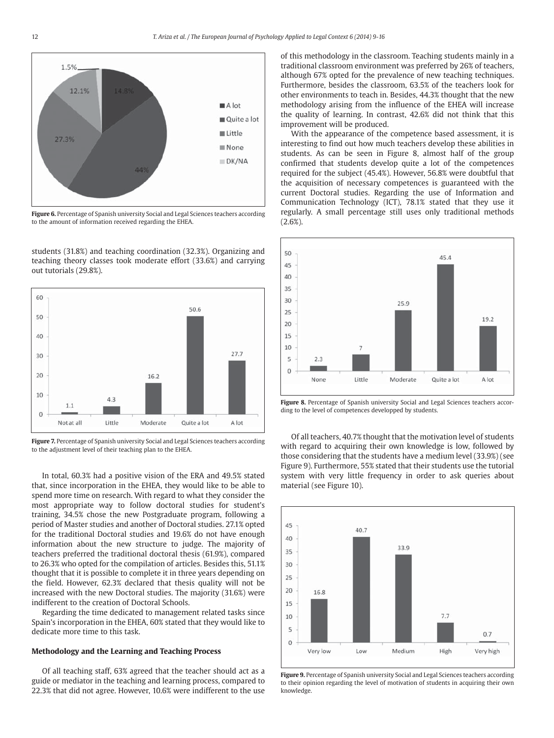Figure 6. Percentage of Spanish university Social and Legal Sciences teachers according to the amount of information received regarding the EHEA.

students (31.8%) and teaching coordination (32.3%). Organizing and teaching theory classes took moderate effort (33.6%) and carrying out tutorials (29.8%).

Figure 7. Percentage of Spanish university Social and Legal Sciences teachers according to the adjustment level of their teaching plan to the EHEA.

In total, 60.3% had a positive vision of the ERA and 49.5% stated that, since incorporation in the EHEA, they would like to be able to spend more time on research. With regard to what they consider the most appropriate way to follow doctoral studies for student's training, 34.5% chose the new Postgraduate program, following a period of Master studies and another of Doctoral studies. 27.1% opted for the traditional Doctoral studies and 19.6% do not have enough information about the new structure to judge. The majority of teachers preferred the traditional doctoral thesis (61.9%), compared to 26.3% who opted for the compilation of articles. Besides this, 51.1% thought that it is possible to complete it in three years depending on the field. However, 62.3% declared that thesis quality will not be increased with the new Doctoral studies. The majority (31.6%) were indifferent to the creation of Doctoral Schools.

Regarding the time dedicated to management related tasks since Spain's incorporation in the EHEA, 60% stated that they would like to dedicate more time to this task.

### Methodology and the Learning and Teaching Process

Of all teaching staff, 63% agreed that the teacher should act as a guide or mediator in the teaching and learning process, compared to 22.3% that did not agree. However, 10.6% were indifferent to the use of this methodology in the classroom. Teaching students mainly in a traditional classroom environment was preferred by 26% of teachers, although 67% opted for the prevalence of new teaching techniques. Furthermore, besides the classroom, 63.5% of the teachers look for other environments to teach in. Besides, 44.3% thought that the new methodology arising from the influence of the EHEA will increase the quality of learning. In contrast, 42.6% did not think that this improvement will be produced.

With the appearance of the competence based assessment, it is interesting to find out how much teachers develop these abilities in students. As can be seen in Figure 8, almost half of the group confirmed that students develop quite a lot of the competences required for the subject (45.4%). However, 56.8% were doubtful that the acquisition of necessary competences is guaranteed with the current Doctoral studies. Regarding the use of Information and Communication Technology (ICT), 78.1% stated that they use it regularly. A small percentage still uses only traditional methods (2.6%).

Figure 8. Percentage of Spanish university Social and Legal Sciences teachers according to the level of competences developped by students.

Of all teachers, 40.7% thought that the motivation level of students with regard to acquiring their own knowledge is low, followed by those considering that the students have a medium level (33.9%) (see Figure 9). Furthermore, 55% stated that their students use the tutorial system with very little frequency in order to ask queries about material (see Figure 10).

Figure 9. Percentage of Spanish university Social and Legal Sciences teachers according to their opinion regarding the level of motivation of students in acquiring their own knowledge.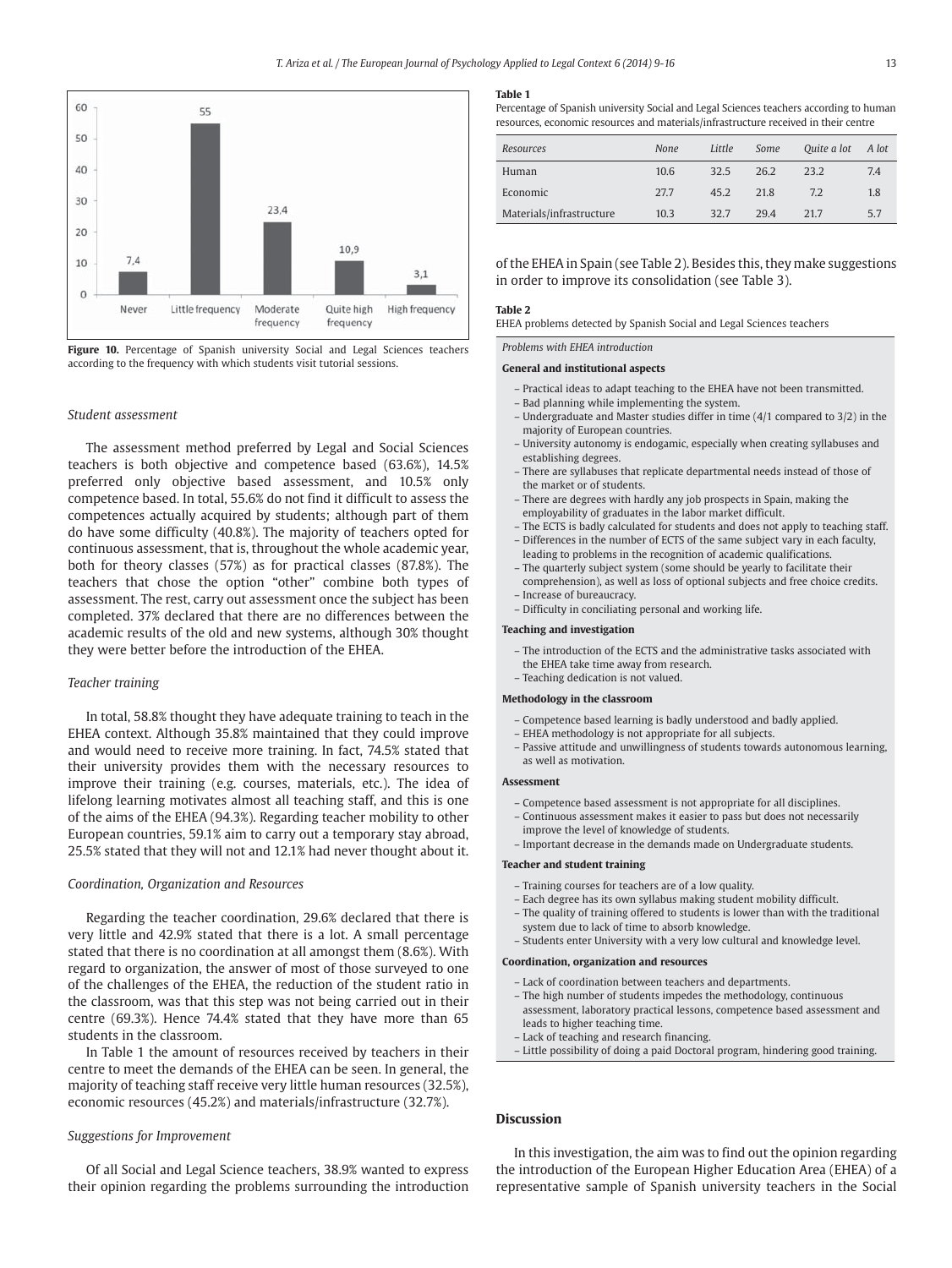Figure 10. Percentage of Spanish university Social and Legal Sciences teachers according to the frequency with which students visit tutorial sessions.

### Student assessment

The assessment method preferred by Legal and Social Sciences teachers is both objective and competence based (63.6%), 14.5% preferred only objective based assessment, and 10.5% only competence based. In total, 55.6% do not find it difficult to assess the competences actually acquired by students; although part of them do have some difficulty (40.8%). The majority of teachers opted for continuous assessment, that is, throughout the whole academic year, both for theory classes (57%) as for practical classes (87.8%). The teachers that chose the option “other” combine both types of assessment. The rest, carry out assessment once the subject has been completed. 37% declared that there are no differences between the academic results of the old and new systems, although 30% thought they were better before the introduction of the EHEA.

### Teacher training

In total, 58.8% thought they have adequate training to teach in the EHEA context. Although 35.8% maintained that they could improve and would need to receive more training. In fact, 74.5% stated that their university provides them with the necessary resources to improve their training (e.g. courses, materials, etc.). The idea of lifelong learning motivates almost all teaching staff, and this is one of the aims of the EHEA (94.3%). Regarding teacher mobility to other European countries, 59.1% aim to carry out a temporary stay abroad, 25.5% stated that they will not and 12.1% had never thought about it.

### Coordination, Organization and Resources

Regarding the teacher coordination, 29.6% declared that there is very little and 42.9% stated that there is a lot. A small percentage stated that there is no coordination at all amongst them (8.6%). With regard to organization, the answer of most of those surveyed to one of the challenges of the EHEA, the reduction of the student ratio in the classroom, was that this step was not being carried out in their centre (69.3%). Hence 74.4% stated that they have more than 65 students in the classroom.

In Table 1 the amount of resources received by teachers in their centre to meet the demands of the EHEA can be seen. In general, the majority of teaching staff receive very little human resources (32.5%), economic resources (45.2%) and materials/infrastructure (32.7%).

### Suggestions for Improvement

Of all Social and Legal Science teachers, 38.9% wanted to express their opinion regarding the problems surrounding the introduction of the EHEA in Spain (see Table 2). Besides this, they make suggestions in order to improve its consolidation (see Table 3).

**Table 1**
Percentage of Spanish university Social and Legal Sciences teachers according to human resources, economic resources and materials/infrastructure received in their centre

| *Resources* | *None* | *Little* | *Some* | *Quite a lot* | *A lot* |
|---|---|---|---|---|---|
| Human | 10.6 | 32.5 | 26.2 | 23.2 | 7.4 |
| Economic | 27.7 | 45.2 | 21.8 | 7.2 | 1.8 |
| Materials/infrastructure | 10.3 | 32.7 | 29.4 | 21.7 | 5.7 |

**Table 2**
EHEA problems detected by Spanish Social and Legal Sciences teachers

*Problems with EHEA introduction*

**General and institutional aspects**

- Practical ideas to adapt teaching to the EHEA have not been transmitted.
- Bad planning while implementing the system.
- Undergraduate and Master studies differ in time (4/1 compared to 3/2) in the majority of European countries.
- University autonomy is endogamic, especially when creating syllabuses and establishing degrees.
- There are syllabuses that replicate departmental needs instead of those of the market or of students.
- There are degrees with hardly any job prospects in Spain, making the employability of graduates in the labor market difficult.
- The ECTS is badly calculated for students and does not apply to teaching staff.
- Differences in the number of ECTS of the same subject vary in each faculty, leading to problems in the recognition of academic qualifications.
- The quarterly subject system (some should be yearly to facilitate their comprehension), as well as loss of optional subjects and free choice credits.
- Increase of bureaucracy.
- Difficulty in conciliating personal and working life.

**Teaching and investigation**

- The introduction of the ECTS and the administrative tasks associated with the EHEA take time away from research.
- Teaching dedication is not valued.

**Methodology in the classroom**

- Competence based learning is badly understood and badly applied.
- EHEA methodology is not appropriate for all subjects.
- Passive attitude and unwillingness of students towards autonomous learning, as well as motivation.

**Assessment**

- Competence based assessment is not appropriate for all disciplines.
- Continuous assessment makes it easier to pass but does not necessarily improve the level of knowledge of students.
- Important decrease in the demands made on Undergraduate students.

**Teacher and student training**

- Training courses for teachers are of a low quality.
- Each degree has its own syllabus making student mobility difficult.
- The quality of training offered to students is lower than with the traditional system due to lack of time to absorb knowledge.
- Students enter University with a very low cultural and knowledge level.

**Coordination, organization and resources**

- Lack of coordination between teachers and departments.
- The high number of students impedes the methodology, continuous assessment, laboratory practical lessons, competence based assessment and leads to higher teaching time.
- Lack of teaching and research financing.
- Little possibility of doing a paid Doctoral program, hindering good training.

## Discussion

In this investigation, the aim was to find out the opinion regarding the introduction of the European Higher Education Area (EHEA) of a representative sample of Spanish university teachers in the Social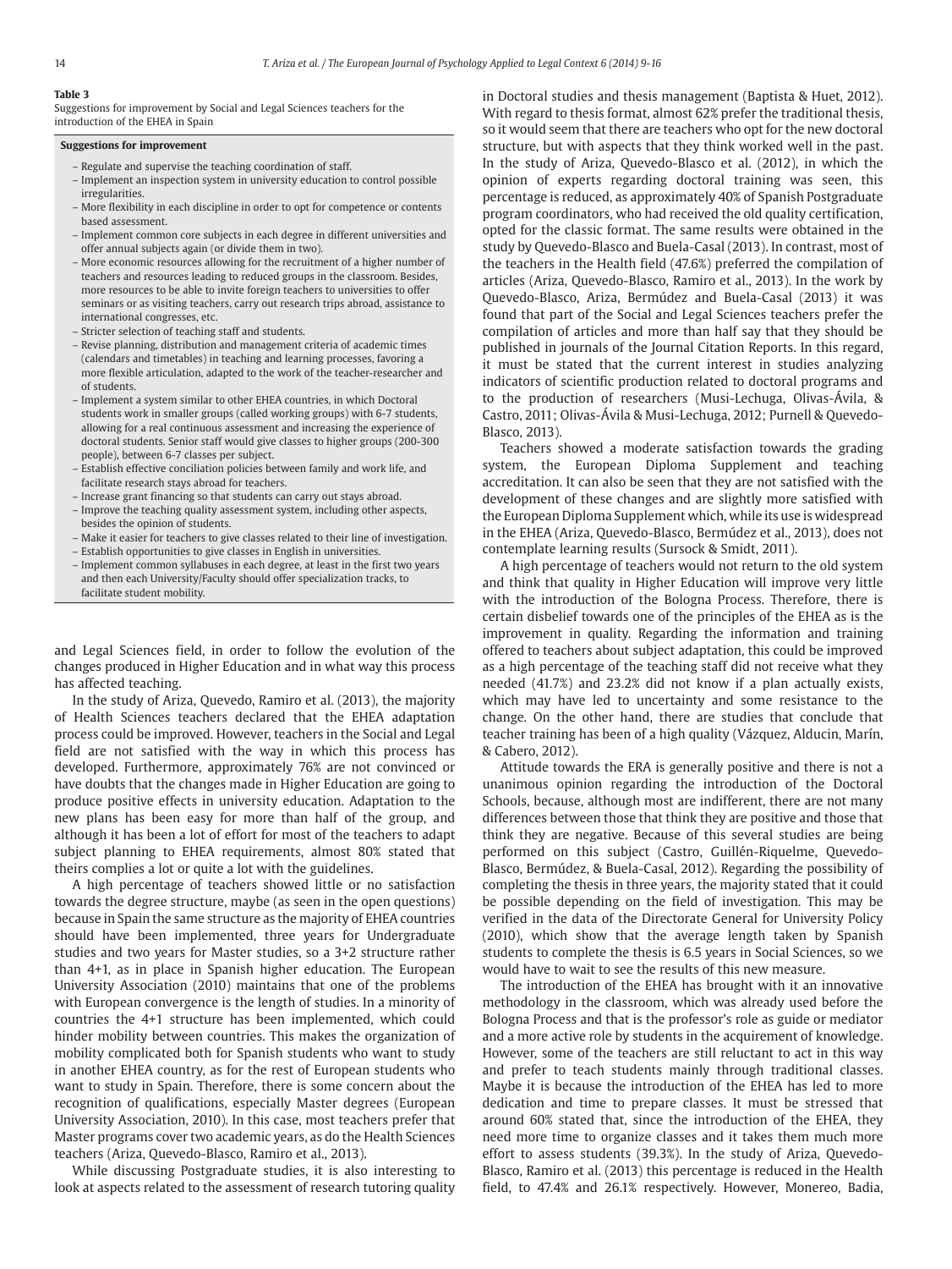**Table 3**
Suggestions for improvement by Social and Legal Sciences teachers for the introduction of the EHEA in Spain

| **Suggestions for improvement** |
|---|
| – Regulate and supervise the teaching coordination of staff. |
| – Implement an inspection system in university education to control possible irregularities. |
| – More flexibility in each discipline in order to opt for competence or contents based assessment. |
| – Implement common core subjects in each degree in different universities and offer annual subjects again (or divide them in two). |
| – More economic resources allowing for the recruitment of a higher number of teachers and resources leading to reduced groups in the classroom. Besides, more resources to be able to invite foreign teachers to universities to offer seminars or as visiting teachers, carry out research trips abroad, assistance to international congresses, etc. |
| – Stricter selection of teaching staff and students. |
| – Revise planning, distribution and management criteria of academic times (calendars and timetables) in teaching and learning processes, favoring a more flexible articulation, adapted to the work of the teacher-researcher and of students. |
| – Implement a system similar to other EHEA countries, in which Doctoral students work in smaller groups (called working groups) with 6-7 students, allowing for a real continuous assessment and increasing the experience of doctoral students. Senior staff would give classes to higher groups (200-300 people), between 6-7 classes per subject. |
| – Establish effective conciliation policies between family and work life, and facilitate research stays abroad for teachers. |
| – Increase grant financing so that students can carry out stays abroad. |
| – Improve the teaching quality assessment system, including other aspects, besides the opinion of students. |
| – Make it easier for teachers to give classes related to their line of investigation. |
| – Establish opportunities to give classes in English in universities. |
| – Implement common syllabuses in each degree, at least in the first two years and then each University/Faculty should offer specialization tracks, to facilitate student mobility. |

and Legal Sciences field, in order to follow the evolution of the changes produced in Higher Education and in what way this process has affected teaching.

In the study of Ariza, Quevedo, Ramiro et al. (2013), the majority of Health Sciences teachers declared that the EHEA adaptation process could be improved. However, teachers in the Social and Legal field are not satisfied with the way in which this process has developed. Furthermore, approximately 76% are not convinced or have doubts that the changes made in Higher Education are going to produce positive effects in university education. Adaptation to the new plans has been easy for more than half of the group, and although it has been a lot of effort for most of the teachers to adapt subject planning to EHEA requirements, almost 80% stated that theirs complies a lot or quite a lot with the guidelines.

A high percentage of teachers showed little or no satisfaction towards the degree structure, maybe (as seen in the open questions) because in Spain the same structure as the majority of EHEA countries should have been implemented, three years for Undergraduate studies and two years for Master studies, so a 3+2 structure rather than 4+1, as in place in Spanish higher education. The European University Association (2010) maintains that one of the problems with European convergence is the length of studies. In a minority of countries the 4+1 structure has been implemented, which could hinder mobility between countries. This makes the organization of mobility complicated both for Spanish students who want to study in another EHEA country, as for the rest of European students who want to study in Spain. Therefore, there is some concern about the recognition of qualifications, especially Master degrees (European University Association, 2010). In this case, most teachers prefer that Master programs cover two academic years, as do the Health Sciences teachers (Ariza, Quevedo-Blasco, Ramiro et al., 2013).

While discussing Postgraduate studies, it is also interesting to look at aspects related to the assessment of research tutoring quality in Doctoral studies and thesis management (Baptista & Huet, 2012). With regard to thesis format, almost 62% prefer the traditional thesis, so it would seem that there are teachers who opt for the new doctoral structure, but with aspects that they think worked well in the past. In the study of Ariza, Quevedo-Blasco et al. (2012), in which the opinion of experts regarding doctoral training was seen, this percentage is reduced, as approximately 40% of Spanish Postgraduate program coordinators, who had received the old quality certification, opted for the classic format. The same results were obtained in the study by Quevedo-Blasco and Buela-Casal (2013). In contrast, most of the teachers in the Health field (47.6%) preferred the compilation of articles (Ariza, Quevedo-Blasco, Ramiro et al., 2013). In the work by Quevedo-Blasco, Ariza, Bermúdez and Buela-Casal (2013) it was found that part of the Social and Legal Sciences teachers prefer the compilation of articles and more than half say that they should be published in journals of the Journal Citation Reports. In this regard, it must be stated that the current interest in studies analyzing indicators of scientific production related to doctoral programs and to the production of researchers (Musi-Lechuga, Olivas-Ávila, & Castro, 2011; Olivas-Ávila & Musi-Lechuga, 2012; Purnell & Quevedo-Blasco, 2013).

Teachers showed a moderate satisfaction towards the grading system, the European Diploma Supplement and teaching accreditation. It can also be seen that they are not satisfied with the development of these changes and are slightly more satisfied with the European Diploma Supplement which, while its use is widespread in the EHEA (Ariza, Quevedo-Blasco, Bermúdez et al., 2013), does not contemplate learning results (Sursock & Smidt, 2011).

A high percentage of teachers would not return to the old system and think that quality in Higher Education will improve very little with the introduction of the Bologna Process. Therefore, there is certain disbelief towards one of the principles of the EHEA as is the improvement in quality. Regarding the information and training offered to teachers about subject adaptation, this could be improved as a high percentage of the teaching staff did not receive what they needed (41.7%) and 23.2% did not know if a plan actually exists, which may have led to uncertainty and some resistance to the change. On the other hand, there are studies that conclude that teacher training has been of a high quality (Vázquez, Alducin, Marín, & Cabero, 2012).

Attitude towards the ERA is generally positive and there is not a unanimous opinion regarding the introduction of the Doctoral Schools, because, although most are indifferent, there are not many differences between those that think they are positive and those that think they are negative. Because of this several studies are being performed on this subject (Castro, Guillén-Riquelme, Quevedo-Blasco, Bermúdez, & Buela-Casal, 2012). Regarding the possibility of completing the thesis in three years, the majority stated that it could be possible depending on the field of investigation. This may be verified in the data of the Directorate General for University Policy (2010), which show that the average length taken by Spanish students to complete the thesis is 6.5 years in Social Sciences, so we would have to wait to see the results of this new measure.

The introduction of the EHEA has brought with it an innovative methodology in the classroom, which was already used before the Bologna Process and that is the professor's role as guide or mediator and a more active role by students in the acquirement of knowledge. However, some of the teachers are still reluctant to act in this way and prefer to teach students mainly through traditional classes. Maybe it is because the introduction of the EHEA has led to more dedication and time to prepare classes. It must be stressed that around 60% stated that, since the introduction of the EHEA, they need more time to organize classes and it takes them much more effort to assess students (39.3%). In the study of Ariza, Quevedo-Blasco, Ramiro et al. (2013) this percentage is reduced in the Health field, to 47.4% and 26.1% respectively. However, Monereo, Badia,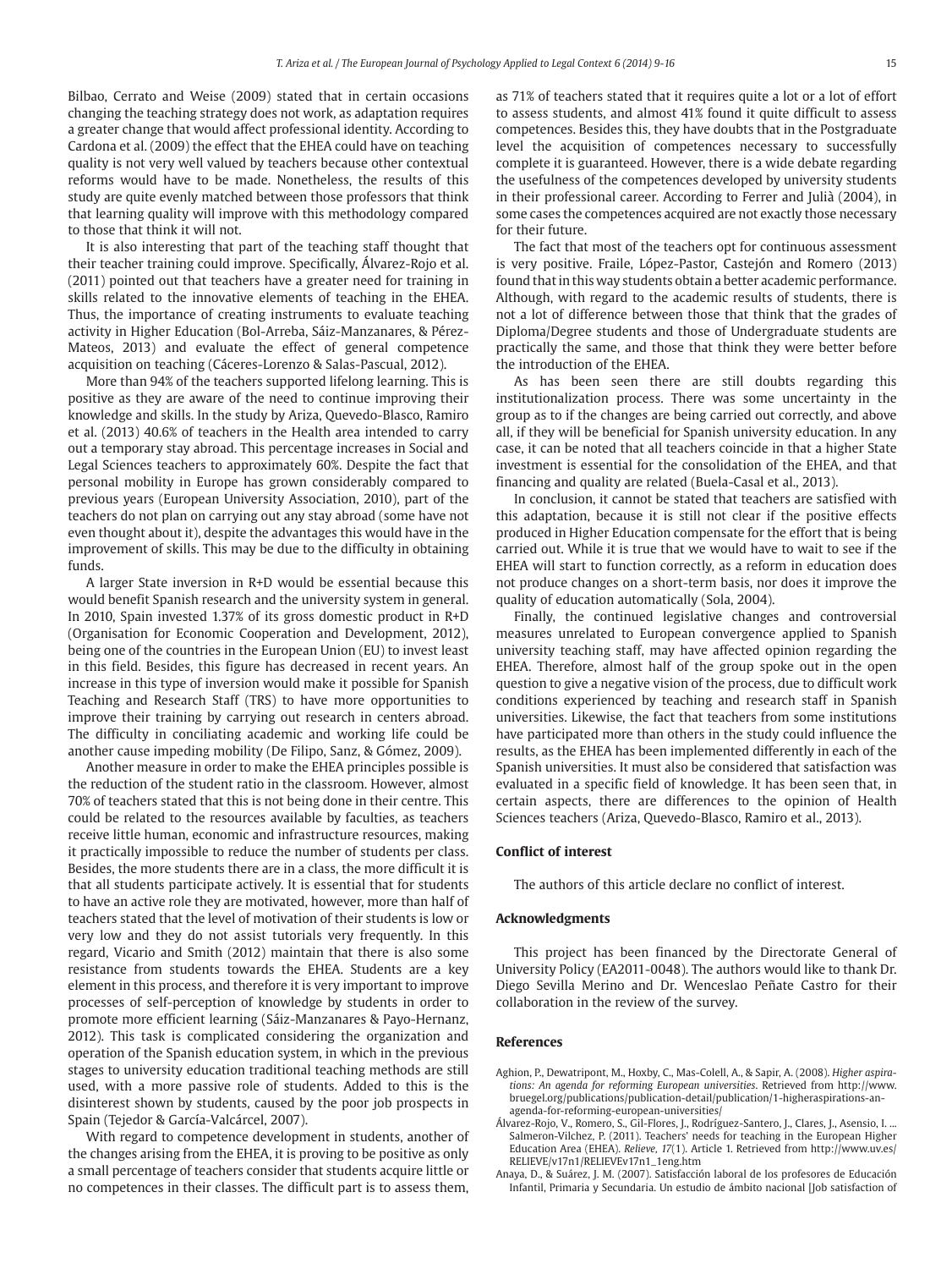Bilbao, Cerrato and Weise (2009) stated that in certain occasions changing the teaching strategy does not work, as adaptation requires a greater change that would affect professional identity. According to Cardona et al. (2009) the effect that the EHEA could have on teaching quality is not very well valued by teachers because other contextual reforms would have to be made. Nonetheless, the results of this study are quite evenly matched between those professors that think that learning quality will improve with this methodology compared to those that think it will not.

It is also interesting that part of the teaching staff thought that their teacher training could improve. Specifically, Álvarez-Rojo et al. (2011) pointed out that teachers have a greater need for training in skills related to the innovative elements of teaching in the EHEA. Thus, the importance of creating instruments to evaluate teaching activity in Higher Education (Bol-Arreba, Sáiz-Manzanares, & Pérez-Mateos, 2013) and evaluate the effect of general competence acquisition on teaching (Cáceres-Lorenzo & Salas-Pascual, 2012).

More than 94% of the teachers supported lifelong learning. This is positive as they are aware of the need to continue improving their knowledge and skills. In the study by Ariza, Quevedo-Blasco, Ramiro et al. (2013) 40.6% of teachers in the Health area intended to carry out a temporary stay abroad. This percentage increases in Social and Legal Sciences teachers to approximately 60%. Despite the fact that personal mobility in Europe has grown considerably compared to previous years (European University Association, 2010), part of the teachers do not plan on carrying out any stay abroad (some have not even thought about it), despite the advantages this would have in the improvement of skills. This may be due to the difficulty in obtaining funds.

A larger State inversion in R+D would be essential because this would benefit Spanish research and the university system in general. In 2010, Spain invested 1.37% of its gross domestic product in R+D (Organisation for Economic Cooperation and Development, 2012), being one of the countries in the European Union (EU) to invest least in this field. Besides, this figure has decreased in recent years. An increase in this type of inversion would make it possible for Spanish Teaching and Research Staff (TRS) to have more opportunities to improve their training by carrying out research in centers abroad. The difficulty in conciliating academic and working life could be another cause impeding mobility (De Filipo, Sanz, & Gómez, 2009).

Another measure in order to make the EHEA principles possible is the reduction of the student ratio in the classroom. However, almost 70% of teachers stated that this is not being done in their centre. This could be related to the resources available by faculties, as teachers receive little human, economic and infrastructure resources, making it practically impossible to reduce the number of students per class. Besides, the more students there are in a class, the more difficult it is that all students participate actively. It is essential that for students to have an active role they are motivated, however, more than half of teachers stated that the level of motivation of their students is low or very low and they do not assist tutorials very frequently. In this regard, Vicario and Smith (2012) maintain that there is also some resistance from students towards the EHEA. Students are a key element in this process, and therefore it is very important to improve processes of self-perception of knowledge by students in order to promote more efficient learning (Sáiz-Manzanares & Payo-Hernanz, 2012). This task is complicated considering the organization and operation of the Spanish education system, in which in the previous stages to university education traditional teaching methods are still used, with a more passive role of students. Added to this is the disinterest shown by students, caused by the poor job prospects in Spain (Tejedor & García-Valcárcel, 2007).

With regard to competence development in students, another of the changes arising from the EHEA, it is proving to be positive as only a small percentage of teachers consider that students acquire little or no competences in their classes. The difficult part is to assess them, as 71% of teachers stated that it requires quite a lot or a lot of effort to assess students, and almost 41% found it quite difficult to assess competences. Besides this, they have doubts that in the Postgraduate level the acquisition of competences necessary to successfully complete it is guaranteed. However, there is a wide debate regarding the usefulness of the competences developed by university students in their professional career. According to Ferrer and Julià (2004), in some cases the competences acquired are not exactly those necessary for their future.

The fact that most of the teachers opt for continuous assessment is very positive. Fraile, López-Pastor, Castejón and Romero (2013) found that in this way students obtain a better academic performance. Although, with regard to the academic results of students, there is not a lot of difference between those that think that the grades of Diploma/Degree students and those of Undergraduate students are practically the same, and those that think they were better before the introduction of the EHEA.

As has been seen there are still doubts regarding this institutionalization process. There was some uncertainty in the group as to if the changes are being carried out correctly, and above all, if they will be beneficial for Spanish university education. In any case, it can be noted that all teachers coincide in that a higher State investment is essential for the consolidation of the EHEA, and that financing and quality are related (Buela-Casal et al., 2013).

In conclusion, it cannot be stated that teachers are satisfied with this adaptation, because it is still not clear if the positive effects produced in Higher Education compensate for the effort that is being carried out. While it is true that we would have to wait to see if the EHEA will start to function correctly, as a reform in education does not produce changes on a short-term basis, nor does it improve the quality of education automatically (Sola, 2004).

Finally, the continued legislative changes and controversial measures unrelated to European convergence applied to Spanish university teaching staff, may have affected opinion regarding the EHEA. Therefore, almost half of the group spoke out in the open question to give a negative vision of the process, due to difficult work conditions experienced by teaching and research staff in Spanish universities. Likewise, the fact that teachers from some institutions have participated more than others in the study could influence the results, as the EHEA has been implemented differently in each of the Spanish universities. It must also be considered that satisfaction was evaluated in a specific field of knowledge. It has been seen that, in certain aspects, there are differences to the opinion of Health Sciences teachers (Ariza, Quevedo-Blasco, Ramiro et al., 2013).

## Conflict of interest

The authors of this article declare no conflict of interest.

## Acknowledgments

This project has been financed by the Directorate General of University Policy (EA2011-0048). The authors would like to thank Dr. Diego Sevilla Merino and Dr. Wenceslao Peñate Castro for their collaboration in the review of the survey.

## References

Aghion, P., Dewatripont, M., Hoxby, C., Mas-Colell, A., & Sapir, A. (2008). *Higher aspirations: An agenda for reforming European universities*. Retrieved from http://www.bruegel.org/publications/publication-detail/publication/1-higheraspirations-an-agenda-for-reforming-european-universities/

Álvarez-Rojo, V., Romero, S., Gil-Flores, J., Rodríguez-Santero, J., Clares, J., Asensio, I. ... Salmeron-Vilchez, P. (2011). Teachers' needs for teaching in the European Higher Education Area (EHEA). *Relieve, 17*(1). Article 1. Retrieved from http://www.uv.es/RELIEVE/v17n1/RELIEVEv17n1_1eng.htm

Anaya, D., & Suárez, J. M. (2007). Satisfacción laboral de los profesores de Educación Infantil, Primaria y Secundaria. Un estudio de ámbito nacional [Job satisfaction of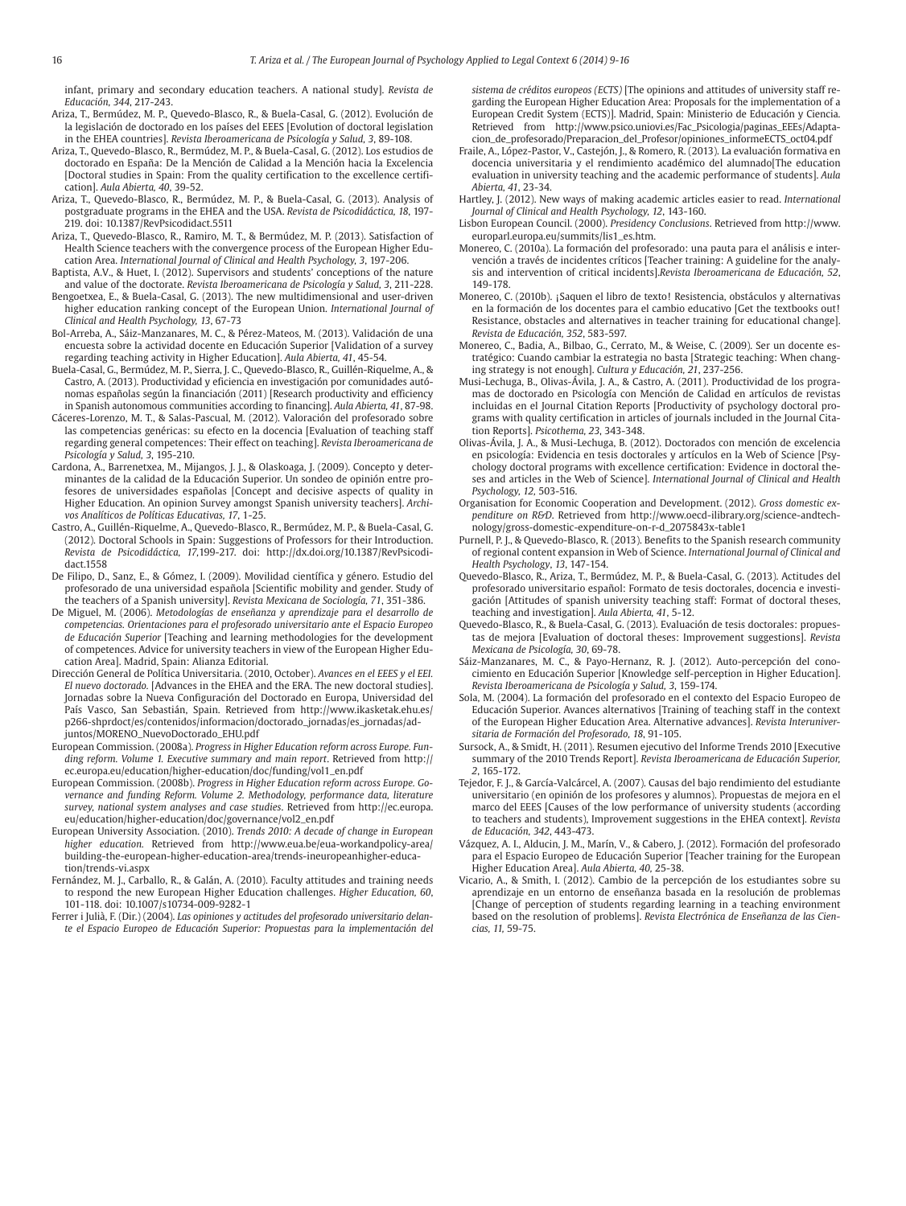infant, primary and secondary education teachers. A national study]. *Revista de Educación, 344*, 217-243.

Ariza, T., Bermúdez, M. P., Quevedo-Blasco, R., & Buela-Casal, G. (2012). Evolución de la legislación de doctorado en los países del EEES [Evolution of doctoral legislation in the EHEA countries]. *Revista Iberoamericana de Psicología y Salud, 3*, 89-108.

Ariza, T., Quevedo-Blasco, R., Bermúdez, M. P., & Buela-Casal, G. (2012). Los estudios de doctorado en España: De la Mención de Calidad a la Mención hacia la Excelencia [Doctoral studies in Spain: From the quality certification to the excellence certification]. *Aula Abierta, 40*, 39-52.

Ariza, T., Quevedo-Blasco, R., Bermúdez, M. P., & Buela-Casal, G. (2013). Analysis of postgraduate programs in the EHEA and the USA. *Revista de Psicodidáctica, 18*, 197-219. doi: 10.1387/RevPsicodidact.5511

Ariza, T., Quevedo-Blasco, R., Ramiro, M. T., & Bermúdez, M. P. (2013). Satisfaction of Health Science teachers with the convergence process of the European Higher Education Area. *International Journal of Clinical and Health Psychology, 3*, 197-206.

Baptista, A.V., & Huet, I. (2012). Supervisors and students' conceptions of the nature and value of the doctorate. *Revista Iberoamericana de Psicología y Salud, 3*, 211-228.

Bengoetxea, E., & Buela-Casal, G. (2013). The new multidimensional and user-driven higher education ranking concept of the European Union. *International Journal of Clinical and Health Psychology, 13*, 67-73

Bol-Arreba, A., Sáiz-Manzanares, M. C., & Pérez-Mateos, M. (2013). Validación de una encuesta sobre la actividad docente en Educación Superior [Validation of a survey regarding teaching activity in Higher Education]. *Aula Abierta, 41*, 45-54.

Buela-Casal, G., Bermúdez, M. P., Sierra, J. C., Quevedo-Blasco, R., Guillén-Riquelme, A., & Castro, A. (2013). Productividad y eficiencia en investigación por comunidades autónomas españolas según la financiación (2011) [Research productivity and efficiency in Spanish autonomous communities according to financing]. *Aula Abierta, 41*, 87-98.

Cáceres-Lorenzo, M. T., & Salas-Pascual, M. (2012). Valoración del profesorado sobre las competencias genéricas: su efecto en la docencia [Evaluation of teaching staff regarding general competences: Their effect on teaching]. *Revista Iberoamericana de Psicología y Salud, 3*, 195-210.

Cardona, A., Barrenetxea, M., Mijangos, J. J., & Olaskoaga, J. (2009). Concepto y determinantes de la calidad de la Educación Superior. Un sondeo de opinión entre profesores de universidades españolas [Concept and decisive aspects of quality in Higher Education. An opinion Survey amongst Spanish university teachers]. *Archivos Analíticos de Políticas Educativas, 17*, 1-25.

Castro, A., Guillén-Riquelme, A., Quevedo-Blasco, R., Bermúdez, M. P., & Buela-Casal, G. (2012). Doctoral Schools in Spain: Suggestions of Professors for their Introduction. *Revista de Psicodidáctica, 17*,199-217. doi: http://dx.doi.org/10.1387/RevPsicodidact.1558

De Filipo, D., Sanz, E., & Gómez, I. (2009). Movilidad científica y género. Estudio del profesorado de una universidad española [Scientific mobility and gender. Study of the teachers of a Spanish university]. *Revista Mexicana de Sociología, 71*, 351-386.

De Miguel, M. (2006). *Metodologías de enseñanza y aprendizaje para el desarrollo de competencias. Orientaciones para el profesorado universitario ante el Espacio Europeo de Educación Superior* [Teaching and learning methodologies for the development of competences. Advice for university teachers in view of the European Higher Education Area]. Madrid, Spain: Alianza Editorial.

Dirección General de Política Universitaria. (2010, October). *Avances en el EEES y el EEI. El nuevo doctorado*. [Advances in the EHEA and the ERA. The new doctoral studies]. Jornadas sobre la Nueva Configuración del Doctorado en Europa, Universidad del País Vasco, San Sebastián, Spain. Retrieved from http://www.ikasketak.ehu.es/p266-shprdoct/es/contenidos/informacion/doctorado_jornadas/es_jornadas/adjuntos/MORENO_NuevoDoctorado_EHU.pdf

European Commission. (2008a). *Progress in Higher Education reform across Europe. Funding reform. Volume 1. Executive summary and main report*. Retrieved from http://ec.europa.eu/education/higher-education/doc/funding/vol1_en.pdf

European Commission. (2008b). *Progress in Higher Education reform across Europe. Governance and funding Reform. Volume 2. Methodology, performance data, literature survey, national system analyses and case studies*. Retrieved from http://ec.europa.eu/education/higher-education/doc/governance/vol2_en.pdf

European University Association. (2010). *Trends 2010: A decade of change in European higher education*. Retrieved from http://www.eua.be/eua-workandpolicy-area/building-the-european-higher-education-area/trends-ineuropeanhigher-education/trends-vi.aspx

Fernández, M. J., Carballo, R., & Galán, A. (2010). Faculty attitudes and training needs to respond the new European Higher Education challenges. *Higher Education, 60*, 101-118. doi: 10.1007/s10734-009-9282-1

Ferrer i Julià, F. (Dir.) (2004). *Las opiniones y actitudes del profesorado universitario delante el Espacio Europeo de Educación Superior: Propuestas para la implementación del sistema de créditos europeos (ECTS)* [The opinions and attitudes of university staff regarding the European Higher Education Area: Proposals for the implementation of a European Credit System (ECTS)]. Madrid, Spain: Ministerio de Educación y Ciencia. Retrieved from http://www.psico.uniovi.es/Fac_Psicologia/paginas_EEEs/Adaptacion_de_profesorado/Preparacion_del_Profesor/opiniones_informeECTS_oct04.pdf

Fraile, A., López-Pastor, V., Castejón, J., & Romero, R. (2013). La evaluación formativa en docencia universitaria y el rendimiento académico del alumnado[The education evaluation in university teaching and the academic performance of students]. *Aula Abierta, 41*, 23-34.

Hartley, J. (2012). New ways of making academic articles easier to read. *International Journal of Clinical and Health Psychology, 12*, 143-160.

Lisbon European Council. (2000). *Presidency Conclusions*. Retrieved from http://www.europarl.europa.eu/summits/lis1_es.htm.

Monereo, C. (2010a). La formación del profesorado: una pauta para el análisis e intervención a través de incidentes críticos [Teacher training: A guideline for the analysis and intervention of critical incidents].*Revista Iberoamericana de Educación, 52*, 149-178.

Monereo, C. (2010b). ¡Saquen el libro de texto! Resistencia, obstáculos y alternativas en la formación de los docentes para el cambio educativo [Get the textbooks out! Resistance, obstacles and alternatives in teacher training for educational change]. *Revista de Educación, 352*, 583-597.

Monereo, C., Badia, A., Bilbao, G., Cerrato, M., & Weise, C. (2009). Ser un docente estratégico: Cuando cambiar la estrategia no basta [Strategic teaching: When changing strategy is not enough]. *Cultura y Educación, 21*, 237-256.

Musi-Lechuga, B., Olivas-Ávila, J. A., & Castro, A. (2011). Productividad de los programas de doctorado en Psicología con Mención de Calidad en artículos de revistas incluidas en el Journal Citation Reports [Productivity of psychology doctoral programs with quality certification in articles of journals included in the Journal Citation Reports]. *Psicothema, 23*, 343-348.

Olivas-Ávila, J. A., & Musi-Lechuga, B. (2012). Doctorados con mención de excelencia en psicología: Evidencia en tesis doctorales y artículos en la Web of Science [Psychology doctoral programs with excellence certification: Evidence in doctoral theses and articles in the Web of Science]. *International Journal of Clinical and Health Psychology, 12*, 503-516.

Organisation for Economic Cooperation and Development. (2012). *Gross domestic expenditure on R&D*. Retrieved from http://www.oecd-ilibrary.org/science-andtechnology/gross-domestic-expenditure-on-r-d_2075843x-table1

Purnell, P. J., & Quevedo-Blasco, R. (2013). Benefits to the Spanish research community of regional content expansion in Web of Science. *International Journal of Clinical and Health Psychology, 13*, 147-154.

Quevedo-Blasco, R., Ariza, T., Bermúdez, M. P., & Buela-Casal, G. (2013). Actitudes del profesorado universitario español: Formato de tesis doctorales, docencia e investigación [Attitudes of spanish university teaching staff: Format of doctoral theses, teaching and investigation]. *Aula Abierta, 41*, 5-12.

Quevedo-Blasco, R., & Buela-Casal, G. (2013). Evaluación de tesis doctorales: propuestas de mejora [Evaluation of doctoral theses: Improvement suggestions]. *Revista Mexicana de Psicología, 30*, 69-78.

Sáiz-Manzanares, M. C., & Payo-Hernanz, R. J. (2012). Auto-percepción del conocimiento en Educación Superior [Knowledge self-perception in Higher Education]. *Revista Iberoamericana de Psicología y Salud, 3*, 159-174.

Sola, M. (2004). La formación del profesorado en el contexto del Espacio Europeo de Educación Superior. Avances alternativos [Training of teaching staff in the context of the European Higher Education Area. Alternative advances]. *Revista Interuniversitaria de Formación del Profesorado, 18*, 91-105.

Sursock, A., & Smidt, H. (2011). Resumen ejecutivo del Informe Trends 2010 [Executive summary of the 2010 Trends Report]. *Revista Iberoamericana de Educación Superior, 2*, 165-172.

Tejedor, F. J., & García-Valcárcel, A. (2007). Causas del bajo rendimiento del estudiante universitario (en opinión de los profesores y alumnos). Propuestas de mejora en el marco del EEES [Causes of the low performance of university students (according to teachers and students), Improvement suggestions in the EHEA context]. *Revista de Educación, 342*, 443-473.

Vázquez, A. I., Alducin, J. M., Marín, V., & Cabero, J. (2012). Formación del profesorado para el Espacio Europeo de Educación Superior [Teacher training for the European Higher Education Area]. *Aula Abierta, 40*, 25-38.

Vicario, A., & Smith, I. (2012). Cambio de la percepción de los estudiantes sobre su aprendizaje en un entorno de enseñanza basada en la resolución de problemas [Change of perception of students regarding learning in a teaching environment based on the resolution of problems]. *Revista Electrónica de Enseñanza de las Ciencias, 11*, 59-75.